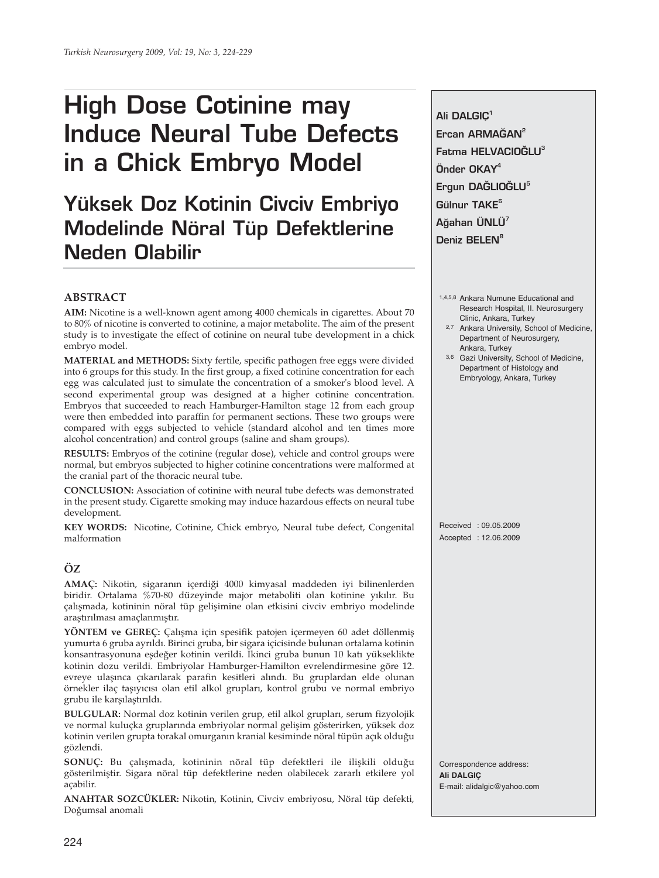# High Dose Cotinine may Induce Neural Tube Defects in a Chick Embryo Model

## Yüksek Doz Kotinin Civciv Embriyo Modelinde Nöral Tüp Defektlerine Neden Olabilir

**Ali DALGIÇ**[1]
**Ercan ARMAĞAN**[2]
**Fatma HELVACIOĞLU**[3]
**Önder OKAY**[4]
**Ergun DAĞLIOĞLU**[5]
**Gülnur TAKE**[6]
**Ağahan ÜNLÜ**[7]
**Deniz BELEN**[8]

[1,4,5,8] Ankara Numune Educational and Research Hospital, II. Neurosurgery Clinic, Ankara, Turkey
[2,7] Ankara University, School of Medicine, Department of Neurosurgery, Ankara, Turkey
[3,6] Gazi University, School of Medicine, Department of Histology and Embryology, Ankara, Turkey

Received : 09.05.2009
Accepted : 12.06.2009

Correspondence address:
**Ali DALGIÇ**
E-mail: alidalgic@yahoo.com

### ABSTRACT

**AIM:** Nicotine is a well-known agent among 4000 chemicals in cigarettes. About 70 to 80% of nicotine is converted to cotinine, a major metabolite. The aim of the present study is to investigate the effect of cotinine on neural tube development in a chick embryo model.

**MATERIAL and METHODS:** Sixty fertile, specific pathogen free eggs were divided into 6 groups for this study. In the first group, a fixed cotinine concentration for each egg was calculated just to simulate the concentration of a smoker's blood level. A second experimental group was designed at a higher cotinine concentration. Embryos that succeeded to reach Hamburger-Hamilton stage 12 from each group were then embedded into paraffin for permanent sections. These two groups were compared with eggs subjected to vehicle (standard alcohol and ten times more alcohol concentration) and control groups (saline and sham groups).

**RESULTS:** Embryos of the cotinine (regular dose), vehicle and control groups were normal, but embryos subjected to higher cotinine concentrations were malformed at the cranial part of the thoracic neural tube.

**CONCLUSION:** Association of cotinine with neural tube defects was demonstrated in the present study. Cigarette smoking may induce hazardous effects on neural tube development.

**KEY WORDS:** Nicotine, Cotinine, Chick embryo, Neural tube defect, Congenital malformation

### ÖZ

**AMAÇ:** Nikotin, sigaranın içerdiği 4000 kimyasal maddeden iyi bilinenlerden biridir. Ortalama %70-80 düzeyinde major metaboliti olan kotinine yıkılır. Bu çalışmada, kotininin nöral tüp gelişimine olan etkisini civciv embriyo modelinde araştırılması amaçlanmıştır.

**YÖNTEM ve GEREÇ:** Çalışma için spesifik patojen içermeyen 60 adet döllenmiş yumurta 6 gruba ayrıldı. Birinci gruba, bir sigara içicisinde bulunan ortalama kotinin konsantrasyonuna eşdeğer kotinin verildi. İkinci gruba bunun 10 katı yükseklikte kotinin dozu verildi. Embriyolar Hamburger-Hamilton evrelendirmesine göre 12. evreye ulaşınca çıkarılarak parafin kesitleri alındı. Bu gruplardan elde olunan örnekler ilaç taşıyıcısı olan etil alkol grupları, kontrol grubu ve normal embriyo grubu ile karşılaştırıldı.

**BULGULAR:** Normal doz kotinin verilen grup, etil alkol grupları, serum fizyolojik ve normal kuluçka gruplarında embriyolar normal gelişim gösterirken, yüksek doz kotinin verilen grupta torakal omurganın kranial kesiminde nöral tüpün açık olduğu gözlendi.

**SONUÇ:** Bu çalışmada, kotininin nöral tüp defektleri ile ilişkili olduğu gösterilmiştir. Sigara nöral tüp defektlerine neden olabilecek zararlı etkilere yol açabilir.

**ANAHTAR SOZCÜKLER:** Nikotin, Kotinin, Civciv embriyosu, Nöral tüp defekti, Doğumsal anomali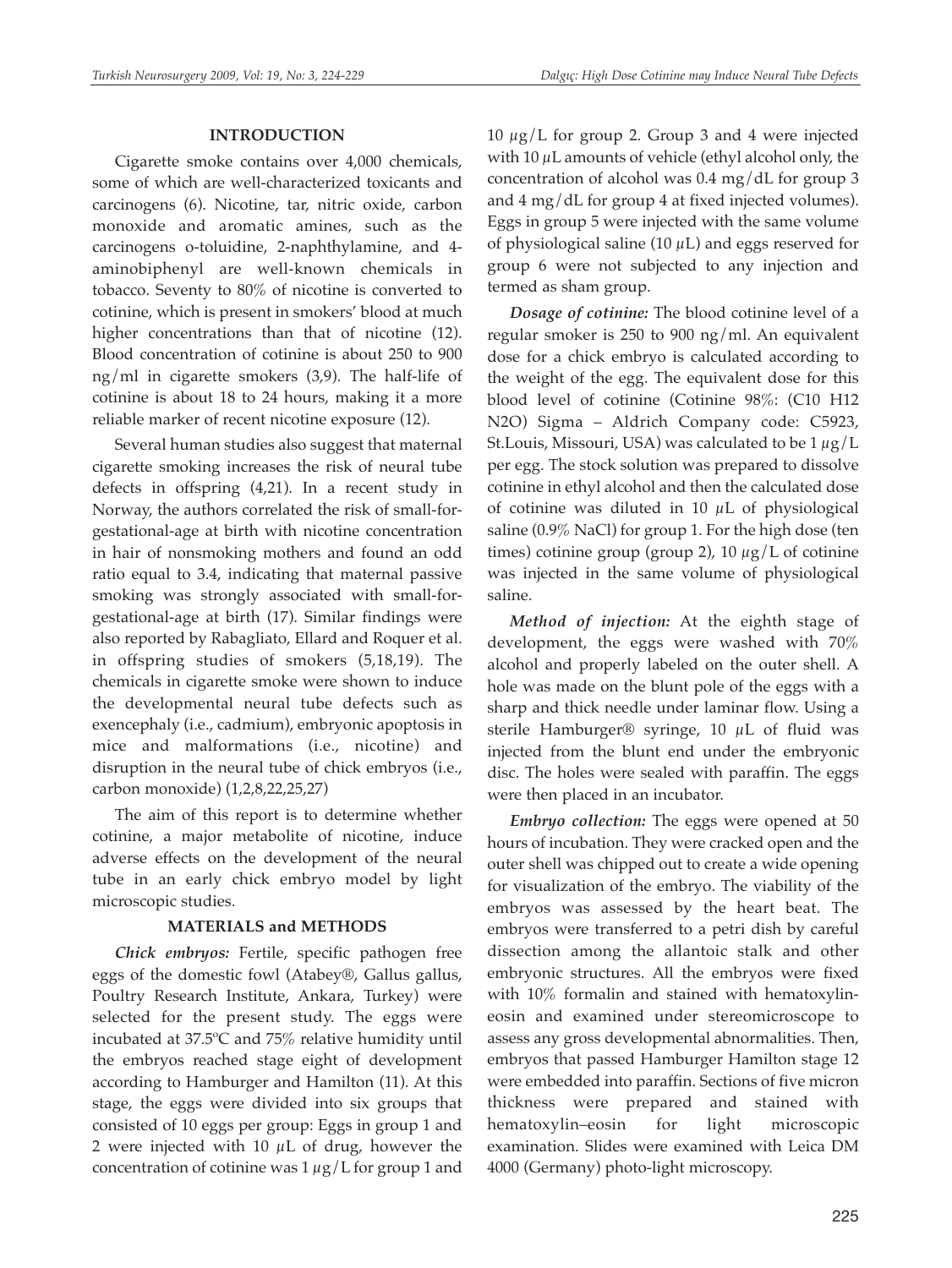## INTRODUCTION

Cigarette smoke contains over 4,000 chemicals, some of which are well-characterized toxicants and carcinogens (6). Nicotine, tar, nitric oxide, carbon monoxide and aromatic amines, such as the carcinogens o-toluidine, 2-naphthylamine, and 4-aminobiphenyl are well-known chemicals in tobacco. Seventy to 80% of nicotine is converted to cotinine, which is present in smokers' blood at much higher concentrations than that of nicotine (12). Blood concentration of cotinine is about 250 to 900 ng/ml in cigarette smokers (3,9). The half-life of cotinine is about 18 to 24 hours, making it a more reliable marker of recent nicotine exposure (12).

Several human studies also suggest that maternal cigarette smoking increases the risk of neural tube defects in offspring (4,21). In a recent study in Norway, the authors correlated the risk of small-for-gestational-age at birth with nicotine concentration in hair of nonsmoking mothers and found an odd ratio equal to 3.4, indicating that maternal passive smoking was strongly associated with small-for-gestational-age at birth (17). Similar findings were also reported by Rabagliato, Ellard and Roquer et al. in offspring studies of smokers (5,18,19). The chemicals in cigarette smoke were shown to induce the developmental neural tube defects such as exencephaly (i.e., cadmium), embryonic apoptosis in mice and malformations (i.e., nicotine) and disruption in the neural tube of chick embryos (i.e., carbon monoxide) (1,2,8,22,25,27)

The aim of this report is to determine whether cotinine, a major metabolite of nicotine, induce adverse effects on the development of the neural tube in an early chick embryo model by light microscopic studies.

## MATERIALS and METHODS

***Chick embryos:*** Fertile, specific pathogen free eggs of the domestic fowl (Atabey®, Gallus gallus, Poultry Research Institute, Ankara, Turkey) were selected for the present study. The eggs were incubated at 37.5ºC and 75% relative humidity until the embryos reached stage eight of development according to Hamburger and Hamilton (11). At this stage, the eggs were divided into six groups that consisted of 10 eggs per group: Eggs in group 1 and 2 were injected with 10 $\mu$L of drug, however the concentration of cotinine was 1 $\mu$g/L for group 1 and 10 $\mu$g/L for group 2. Group 3 and 4 were injected with 10 $\mu$L amounts of vehicle (ethyl alcohol only, the concentration of alcohol was 0.4 mg/dL for group 3 and 4 mg/dL for group 4 at fixed injected volumes). Eggs in group 5 were injected with the same volume of physiological saline (10 $\mu$L) and eggs reserved for group 6 were not subjected to any injection and termed as sham group.

***Dosage of cotinine:*** The blood cotinine level of a regular smoker is 250 to 900 ng/ml. An equivalent dose for a chick embryo is calculated according to the weight of the egg. The equivalent dose for this blood level of cotinine (Cotinine 98%: ($C_{10}H_{12}N_2O$) Sigma – Aldrich Company code: C5923, St.Louis, Missouri, USA) was calculated to be 1 $\mu$g/L per egg. The stock solution was prepared to dissolve cotinine in ethyl alcohol and then the calculated dose of cotinine was diluted in 10 $\mu$L of physiological saline (0.9% NaCl) for group 1. For the high dose (ten times) cotinine group (group 2), 10 $\mu$g/L of cotinine was injected in the same volume of physiological saline.

***Method of injection:*** At the eighth stage of development, the eggs were washed with 70% alcohol and properly labeled on the outer shell. A hole was made on the blunt pole of the eggs with a sharp and thick needle under laminar flow. Using a sterile Hamburger® syringe, 10 $\mu$L of fluid was injected from the blunt end under the embryonic disc. The holes were sealed with paraffin. The eggs were then placed in an incubator.

***Embryo collection:*** The eggs were opened at 50 hours of incubation. They were cracked open and the outer shell was chipped out to create a wide opening for visualization of the embryo. The viability of the embryos was assessed by the heart beat. The embryos were transferred to a petri dish by careful dissection among the allantoic stalk and other embryonic structures. All the embryos were fixed with 10% formalin and stained with hematoxyline-eosin and examined under stereomicroscope to assess any gross developmental abnormalities. Then, embryos that passed Hamburger Hamilton stage 12 were embedded into paraffin. Sections of five micron thickness were prepared and stained with hematoxylin–eosin for light microscopic examination. Slides were examined with Leica DM 4000 (Germany) photo-light microscopy.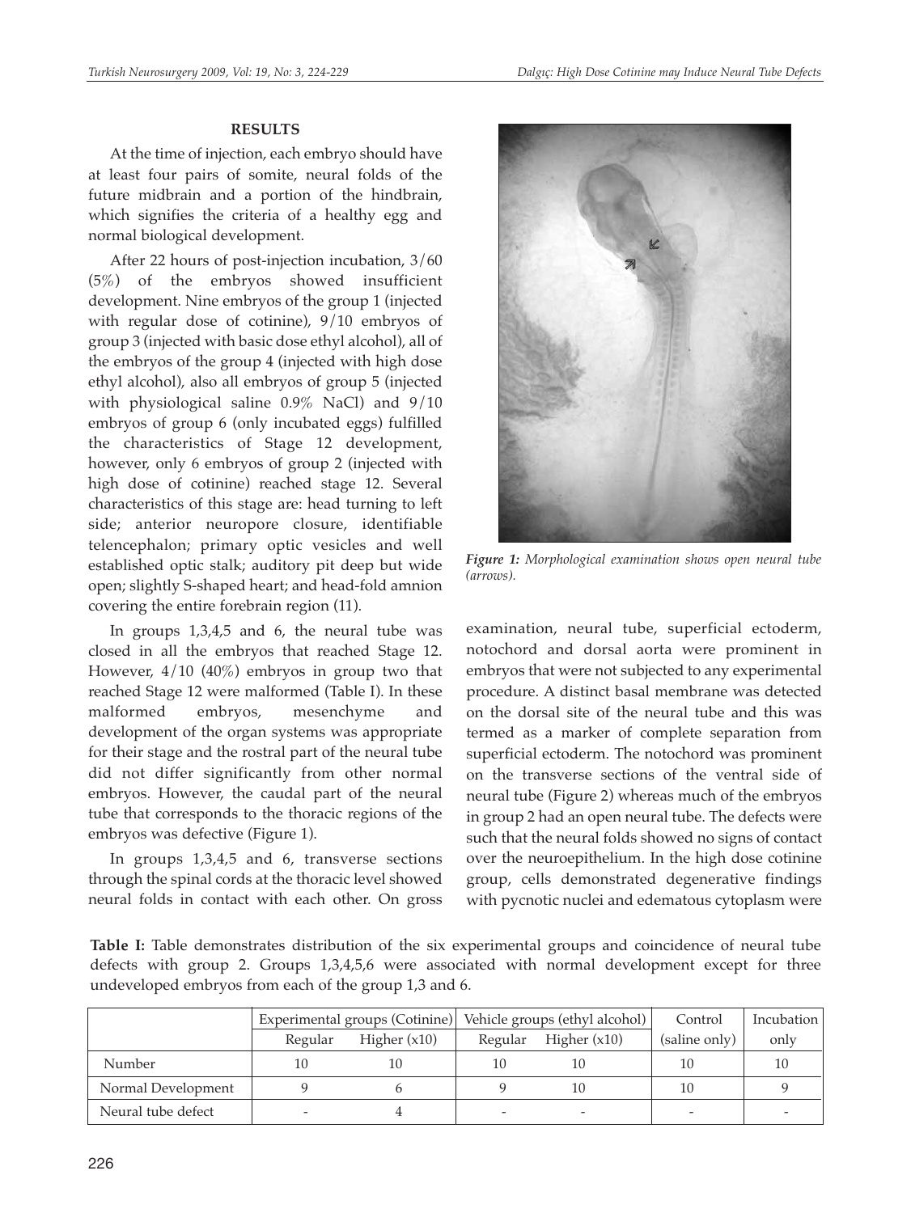## RESULTS

At the time of injection, each embryo should have at least four pairs of somite, neural folds of the future midbrain and a portion of the hindbrain, which signifies the criteria of a healthy egg and normal biological development.

After 22 hours of post-injection incubation, 3/60 (5%) of the embryos showed insufficient development. Nine embryos of the group 1 (injected with regular dose of cotinine), 9/10 embryos of group 3 (injected with basic dose ethyl alcohol), all of the embryos of the group 4 (injected with high dose ethyl alcohol), also all embryos of group 5 (injected with physiological saline 0.9% NaCl) and 9/10 embryos of group 6 (only incubated eggs) fulfilled the characteristics of Stage 12 development, however, only 6 embryos of group 2 (injected with high dose of cotinine) reached stage 12. Several characteristics of this stage are: head turning to left side; anterior neuropore closure, identifiable telencephalon; primary optic vesicles and well established optic stalk; auditory pit deep but wide open; slightly S-shaped heart; and head-fold amnion covering the entire forebrain region (11).

In groups 1,3,4,5 and 6, the neural tube was closed in all the embryos that reached Stage 12. However, 4/10 (40%) embryos in group two that reached Stage 12 were malformed (Table I). In these malformed embryos, mesenchyme and development of the organ systems was appropriate for their stage and the rostral part of the neural tube did not differ significantly from other normal embryos. However, the caudal part of the neural tube that corresponds to the thoracic regions of the embryos was defective (Figure 1).

In groups 1,3,4,5 and 6, transverse sections through the spinal cords at the thoracic level showed neural folds in contact with each other. On gross examination, neural tube, superficial ectoderm, notochord and dorsal aorta were prominent in embryos that were not subjected to any experimental procedure. A distinct basal membrane was detected on the dorsal site of the neural tube and this was termed as a marker of complete separation from superficial ectoderm. The notochord was prominent on the transverse sections of the ventral side of neural tube (Figure 2) whereas much of the embryos in group 2 had an open neural tube. The defects were such that the neural folds showed no signs of contact over the neuroepithelium. In the high dose cotinine group, cells demonstrated degenerative findings with pycnotic nuclei and edematous cytoplasm were

*Figure 1: Morphological examination shows open neural tube (arrows).*

**Table I:** Table demonstrates distribution of the six experimental groups and coincidence of neural tube defects with group 2. Groups 1,3,4,5,6 were associated with normal development except for three undeveloped embryos from each of the group 1,3 and 6.

| | Experimental groups (Cotinine) | | Vehicle groups (ethyl alcohol) | | Control | Incubation |
|---|---|---|---|---|---|---|
| | Regular | Higher (x10) | Regular | Higher (x10) | (saline only) | only |
| Number | 10 | 10 | 10 | 10 | 10 | 10 |
| Normal Development | 9 | 6 | 9 | 10 | 10 | 9 |
| Neural tube defect | - | 4 | - | - | - | - |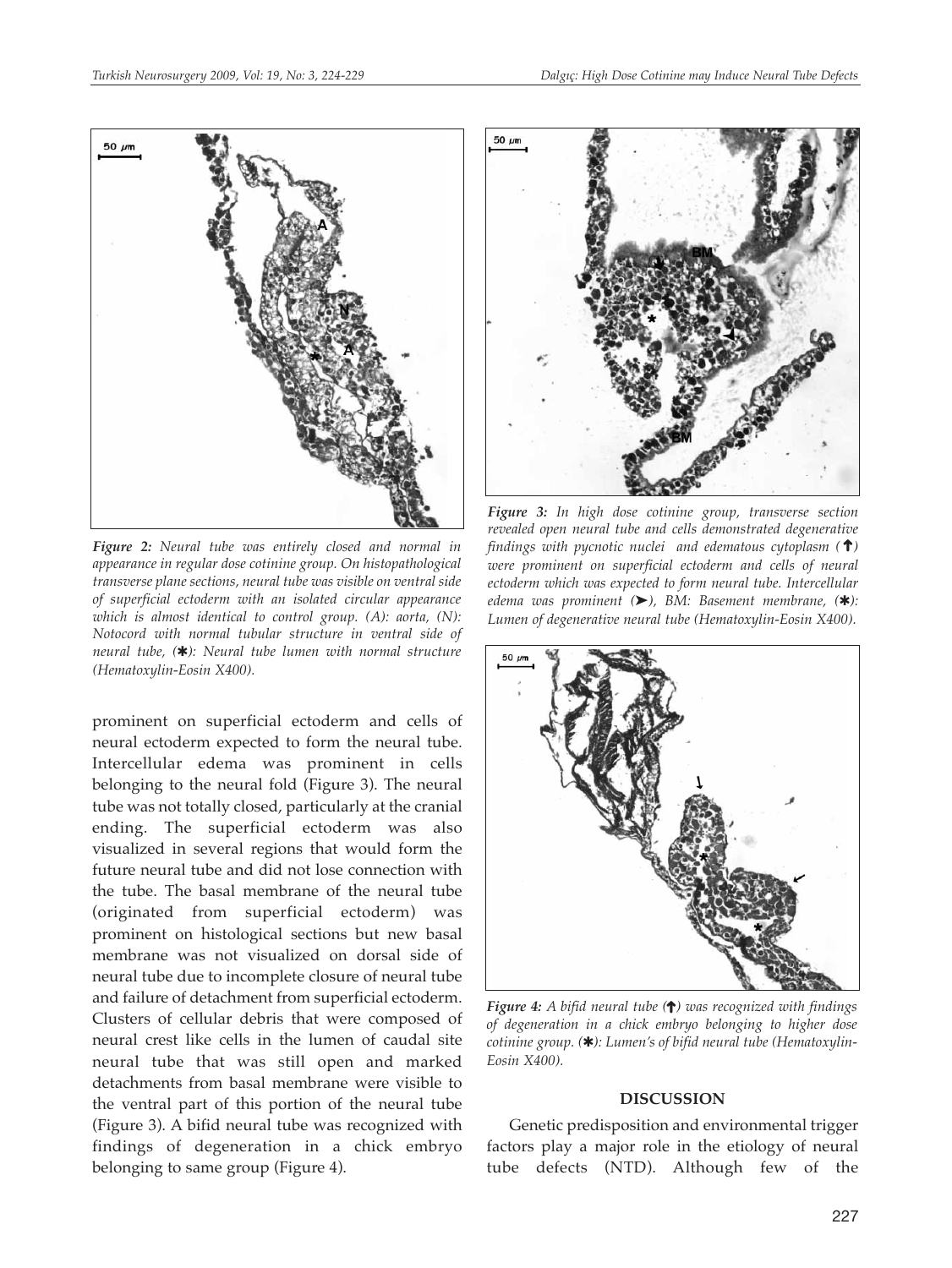*Figure 2: Neural tube was entirely closed and normal in appearance in regular dose cotinine group. On histopathological transverse plane sections, neural tube was visible on ventral side of superficial ectoderm with an isolated circular appearance which is almost identical to control group. (A): aorta, (N): Notocord with normal tubular structure in ventral side of neural tube, (✱): Neural tube lumen with normal structure (Hematoxylin-Eosin X400).*

prominent on superficial ectoderm and cells of neural ectoderm expected to form the neural tube. Intercellular edema was prominent in cells belonging to the neural fold (Figure 3). The neural tube was not totally closed, particularly at the cranial ending. The superficial ectoderm was also visualized in several regions that would form the future neural tube and did not lose connection with the tube. The basal membrane of the neural tube (originated from superficial ectoderm) was prominent on histological sections but new basal membrane was not visualized on dorsal side of neural tube due to incomplete closure of neural tube and failure of detachment from superficial ectoderm. Clusters of cellular debris that were composed of neural crest like cells in the lumen of caudal site neural tube that was still open and marked detachments from basal membrane were visible to the ventral part of this portion of the neural tube (Figure 3). A bifid neural tube was recognized with findings of degeneration in a chick embryo belonging to same group (Figure 4).

*Figure 3: In high dose cotinine group, transverse section revealed open neural tube and cells demonstrated degenerative findings with pycnotic nuclei and edematous cytoplasm (↑) were prominent on superficial ectoderm and cells of neural ectoderm which was expected to form neural tube. Intercellular edema was prominent (➤), BM: Basement membrane, (✱): Lumen of degenerative neural tube (Hematoxylin-Eosin X400).*

*Figure 4: A bifid neural tube (↑) was recognized with findings of degeneration in a chick embryo belonging to higher dose cotinine group. (✱): Lumen's of bifid neural tube (Hematoxylin-Eosin X400).*

## DISCUSSION

Genetic predisposition and environmental trigger factors play a major role in the etiology of neural tube defects (NTD). Although few of the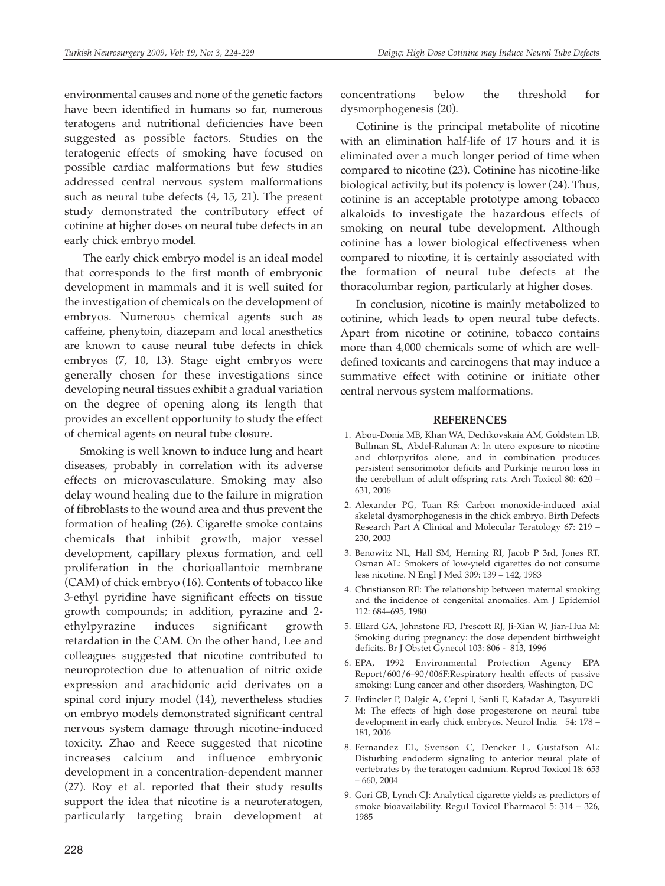environmental causes and none of the genetic factors have been identified in humans so far, numerous teratogens and nutritional deficiencies have been suggested as possible factors. Studies on the teratogenic effects of smoking have focused on possible cardiac malformations but few studies addressed central nervous system malformations such as neural tube defects (4, 15, 21). The present study demonstrated the contributory effect of cotinine at higher doses on neural tube defects in an early chick embryo model.

The early chick embryo model is an ideal model that corresponds to the first month of embryonic development in mammals and it is well suited for the investigation of chemicals on the development of embryos. Numerous chemical agents such as caffeine, phenytoin, diazepam and local anesthetics are known to cause neural tube defects in chick embryos (7, 10, 13). Stage eight embryos were generally chosen for these investigations since developing neural tissues exhibit a gradual variation on the degree of opening along its length that provides an excellent opportunity to study the effect of chemical agents on neural tube closure.

Smoking is well known to induce lung and heart diseases, probably in correlation with its adverse effects on microvasculature. Smoking may also delay wound healing due to the failure in migration of fibroblasts to the wound area and thus prevent the formation of healing (26). Cigarette smoke contains chemicals that inhibit growth, major vessel development, capillary plexus formation, and cell proliferation in the chorioallantoic membrane (CAM) of chick embryo (16). Contents of tobacco like 3-ethyl pyridine have significant effects on tissue growth compounds; in addition, pyrazine and 2-ethylpyrazine induces significant growth retardation in the CAM. On the other hand, Lee and colleagues suggested that nicotine contributed to neuroprotection due to attenuation of nitric oxide expression and arachidonic acid derivates on a spinal cord injury model (14), nevertheless studies on embryo models demonstrated significant central nervous system damage through nicotine-induced toxicity. Zhao and Reece suggested that nicotine increases calcium and influence embryonic development in a concentration-dependent manner (27). Roy et al. reported that their study results support the idea that nicotine is a neuroteratogen, particularly targeting brain development at concentrations below the threshold for dysmorphogenesis (20).

Cotinine is the principal metabolite of nicotine with an elimination half-life of 17 hours and it is eliminated over a much longer period of time when compared to nicotine (23). Cotinine has nicotine-like biological activity, but its potency is lower (24). Thus, cotinine is an acceptable prototype among tobacco alkaloids to investigate the hazardous effects of smoking on neural tube development. Although cotinine has a lower biological effectiveness when compared to nicotine, it is certainly associated with the formation of neural tube defects at the thoracolumbar region, particularly at higher doses.

In conclusion, nicotine is mainly metabolized to cotinine, which leads to open neural tube defects. Apart from nicotine or cotinine, tobacco contains more than 4,000 chemicals some of which are well-defined toxicants and carcinogens that may induce a summative effect with cotinine or initiate other central nervous system malformations.

## REFERENCES

1. Abou-Donia MB, Khan WA, Dechkovskaia AM, Goldstein LB, Bullman SL, Abdel-Rahman A: In utero exposure to nicotine and chlorpyrifos alone, and in combination produces persistent sensorimotor deficits and Purkinje neuron loss in the cerebellum of adult offspring rats. Arch Toxicol 80: 620 – 631, 2006
2. Alexander PG, Tuan RS: Carbon monoxide-induced axial skeletal dysmorphogenesis in the chick embryo. Birth Defects Research Part A Clinical and Molecular Teratology 67: 219 – 230, 2003
3. Benowitz NL, Hall SM, Herning RI, Jacob P 3rd, Jones RT, Osman AL: Smokers of low-yield cigarettes do not consume less nicotine. N Engl J Med 309: 139 – 142, 1983
4. Christianson RE: The relationship between maternal smoking and the incidence of congenital anomalies. Am J Epidemiol 112: 684–695, 1980
5. Ellard GA, Johnstone FD, Prescott RJ, Ji-Xian W, Jian-Hua M: Smoking during pregnancy: the dose dependent birthweight deficits. Br J Obstet Gynecol 103: 806 - 813, 1996
6. EPA, 1992 Environmental Protection Agency EPA Report/600/6–90/006F:Respiratory health effects of passive smoking: Lung cancer and other disorders, Washington, DC
7. Erdincler P, Dalgic A, Cepni I, Sanli E, Kafadar A, Tasyurekli M: The effects of high dose progesterone on neural tube development in early chick embryos. Neurol India 54: 178 – 181, 2006
8. Fernandez EL, Svenson C, Dencker L, Gustafson AL: Disturbing endoderm signaling to anterior neural plate of vertebrates by the teratogen cadmium. Reprod Toxicol 18: 653 – 660, 2004
9. Gori GB, Lynch CJ: Analytical cigarette yields as predictors of smoke bioavailability. Regul Toxicol Pharmacol 5: 314 – 326, 1985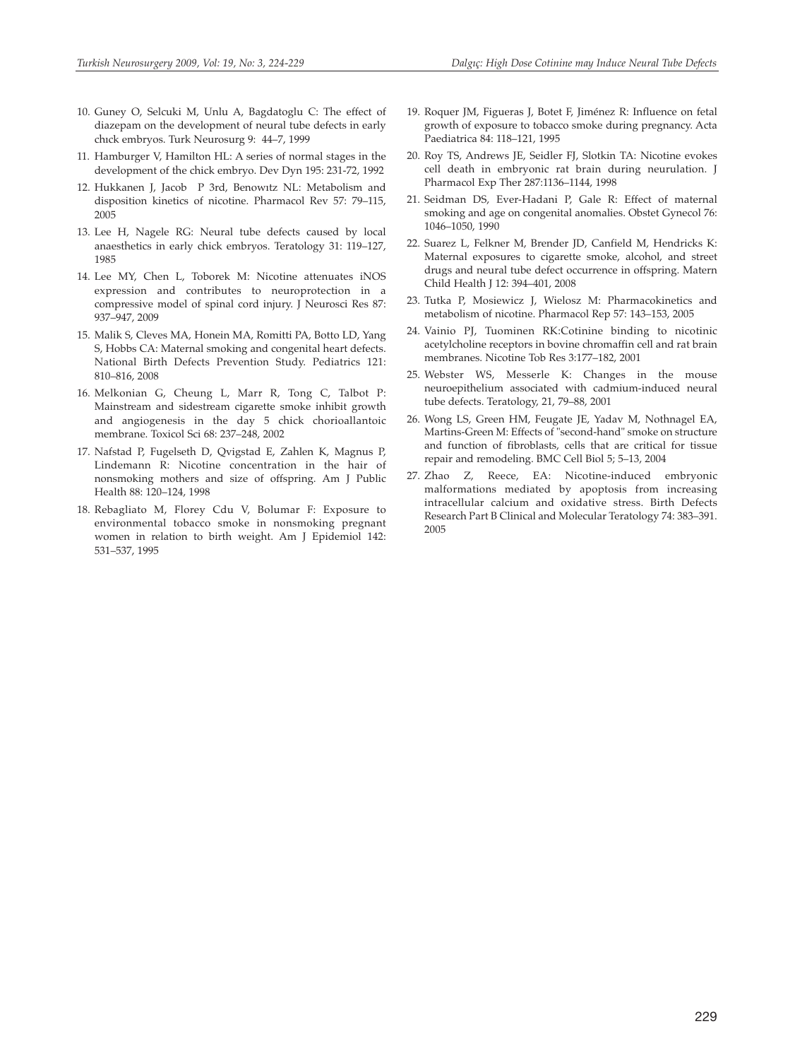10. Guney O, Selcuki M, Unlu A, Bagdatoglu C: The effect of diazepam on the development of neural tube defects in early chıck embryos. Turk Neurosurg 9: 44–7, 1999
11. Hamburger V, Hamilton HL: A series of normal stages in the development of the chick embryo. Dev Dyn 195: 231-72, 1992
12. Hukkanen J, Jacob P 3rd, Benowıtz NL: Metabolism and disposition kinetics of nicotine. Pharmacol Rev 57: 79–115, 2005
13. Lee H, Nagele RG: Neural tube defects caused by local anaesthetics in early chick embryos. Teratology 31: 119–127, 1985
14. Lee MY, Chen L, Toborek M: Nicotine attenuates iNOS expression and contributes to neuroprotection in a compressive model of spinal cord injury. J Neurosci Res 87: 937–947, 2009
15. Malik S, Cleves MA, Honein MA, Romitti PA, Botto LD, Yang S, Hobbs CA: Maternal smoking and congenital heart defects. National Birth Defects Prevention Study. Pediatrics 121: 810–816, 2008
16. Melkonian G, Cheung L, Marr R, Tong C, Talbot P: Mainstream and sidestream cigarette smoke inhibit growth and angiogenesis in the day 5 chick chorioallantoic membrane. Toxicol Sci 68: 237–248, 2002
17. Nafstad P, Fugelseth D, Qvigstad E, Zahlen K, Magnus P, Lindemann R: Nicotine concentration in the hair of nonsmoking mothers and size of offspring. Am J Public Health 88: 120–124, 1998
18. Rebagliato M, Florey Cdu V, Bolumar F: Exposure to environmental tobacco smoke in nonsmoking pregnant women in relation to birth weight. Am J Epidemiol 142: 531–537, 1995
19. Roquer JM, Figueras J, Botet F, Jiménez R: Influence on fetal growth of exposure to tobacco smoke during pregnancy. Acta Paediatrica 84: 118–121, 1995
20. Roy TS, Andrews JE, Seidler FJ, Slotkin TA: Nicotine evokes cell death in embryonic rat brain during neurulation. J Pharmacol Exp Ther 287:1136–1144, 1998
21. Seidman DS, Ever-Hadani P, Gale R: Effect of maternal smoking and age on congenital anomalies. Obstet Gynecol 76: 1046–1050, 1990
22. Suarez L, Felkner M, Brender JD, Canfield M, Hendricks K: Maternal exposures to cigarette smoke, alcohol, and street drugs and neural tube defect occurrence in offspring. Matern Child Health J 12: 394–401, 2008
23. Tutka P, Mosiewicz J, Wielosz M: Pharmacokinetics and metabolism of nicotine. Pharmacol Rep 57: 143–153, 2005
24. Vainio PJ, Tuominen RK:Cotinine binding to nicotinic acetylcholine receptors in bovine chromaffin cell and rat brain membranes. Nicotine Tob Res 3:177–182, 2001
25. Webster WS, Messerle K: Changes in the mouse neuroepithelium associated with cadmium-induced neural tube defects. Teratology, 21, 79–88, 2001
26. Wong LS, Green HM, Feugate JE, Yadav M, Nothnagel EA, Martins-Green M: Effects of "second-hand" smoke on structure and function of fibroblasts, cells that are critical for tissue repair and remodeling. BMC Cell Biol 5; 5–13, 2004
27. Zhao Z, Reece, EA: Nicotine-induced embryonic malformations mediated by apoptosis from increasing intracellular calcium and oxidative stress. Birth Defects Research Part B Clinical and Molecular Teratology 74: 383–391. 2005